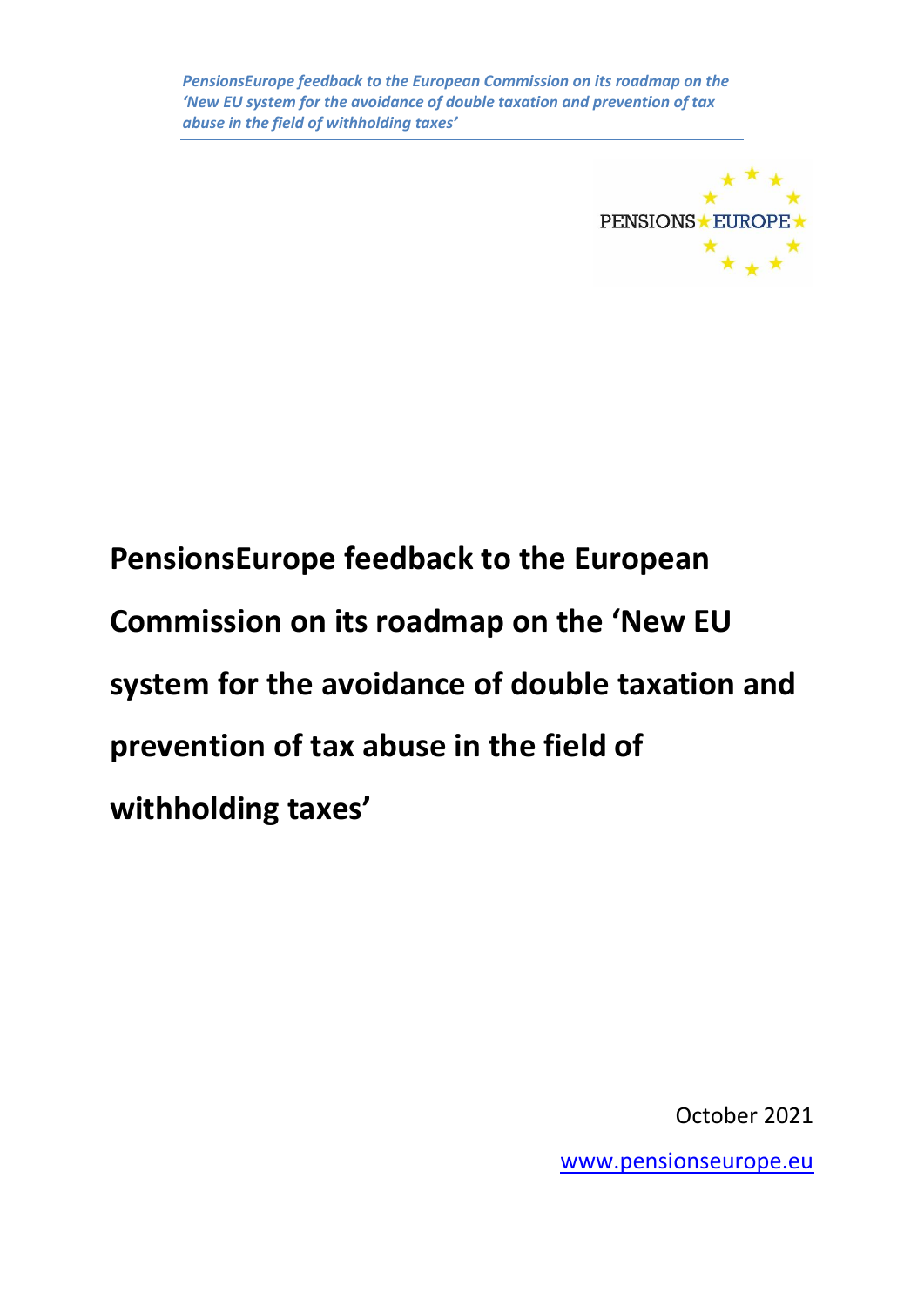# PensionsEurope feedback to the European Commission on its roadmap on the 'New EU system for the avoidance of double taxation and prevention of tax abuse in the field of withholding taxes'

October 2021

www.pensionseurope.eu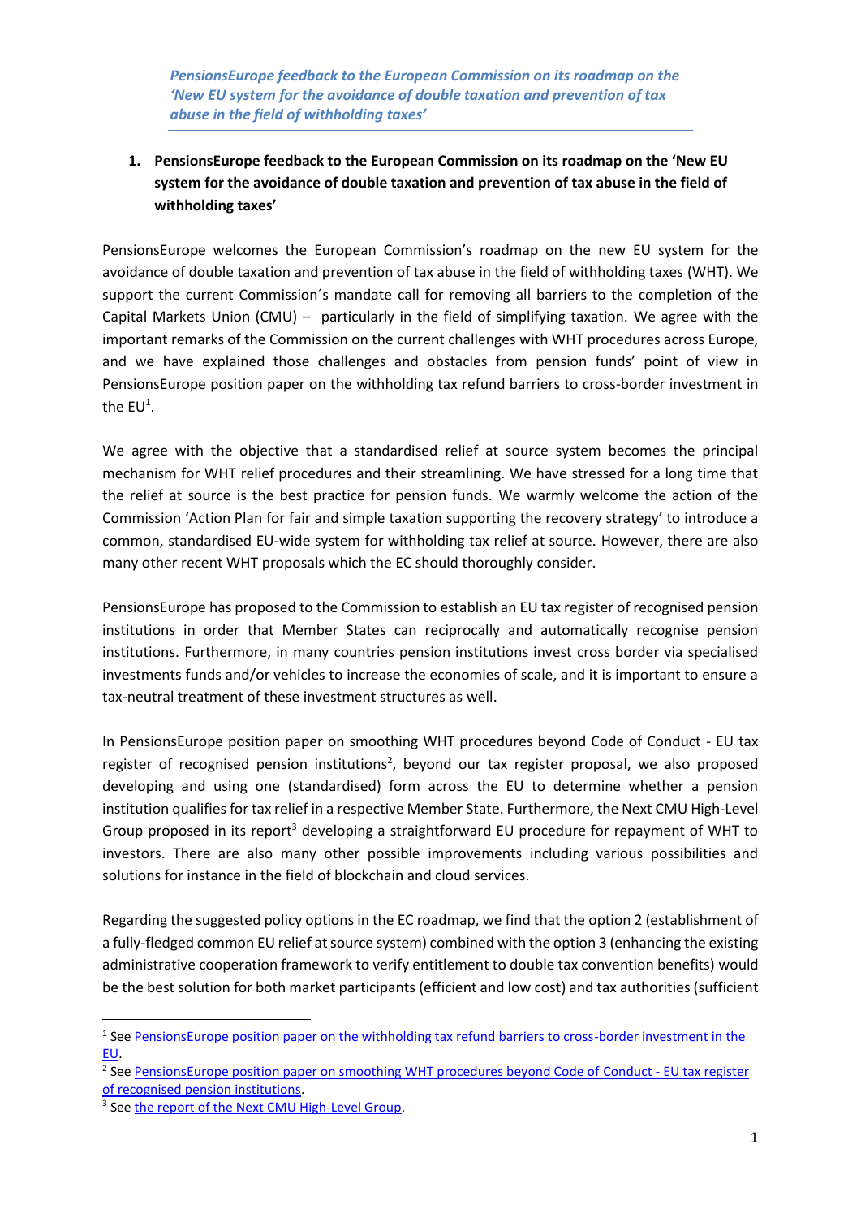*PensionsEurope feedback to the European Commission on its roadmap on the 'New EU system for the avoidance of double taxation and prevention of tax abuse in the field of withholding taxes'*

## 1. PensionsEurope feedback to the European Commission on its roadmap on the 'New EU system for the avoidance of double taxation and prevention of tax abuse in the field of withholding taxes'

PensionsEurope welcomes the European Commission's roadmap on the new EU system for the avoidance of double taxation and prevention of tax abuse in the field of withholding taxes (WHT). We support the current Commission´s mandate call for removing all barriers to the completion of the Capital Markets Union (CMU) – particularly in the field of simplifying taxation. We agree with the important remarks of the Commission on the current challenges with WHT procedures across Europe, and we have explained those challenges and obstacles from pension funds' point of view in PensionsEurope position paper on the withholding tax refund barriers to cross-border investment in the EU[1].

We agree with the objective that a standardised relief at source system becomes the principal mechanism for WHT relief procedures and their streamlining. We have stressed for a long time that the relief at source is the best practice for pension funds. We warmly welcome the action of the Commission 'Action Plan for fair and simple taxation supporting the recovery strategy' to introduce a common, standardised EU-wide system for withholding tax relief at source. However, there are also many other recent WHT proposals which the EC should thoroughly consider.

PensionsEurope has proposed to the Commission to establish an EU tax register of recognised pension institutions in order that Member States can reciprocally and automatically recognise pension institutions. Furthermore, in many countries pension institutions invest cross border via specialised investments funds and/or vehicles to increase the economies of scale, and it is important to ensure a tax-neutral treatment of these investment structures as well.

In PensionsEurope position paper on smoothing WHT procedures beyond Code of Conduct - EU tax register of recognised pension institutions[2], beyond our tax register proposal, we also proposed developing and using one (standardised) form across the EU to determine whether a pension institution qualifies for tax relief in a respective Member State. Furthermore, the Next CMU High-Level Group proposed in its report[3] developing a straightforward EU procedure for repayment of WHT to investors. There are also many other possible improvements including various possibilities and solutions for instance in the field of blockchain and cloud services.

Regarding the suggested policy options in the EC roadmap, we find that the option 2 (establishment of a fully-fledged common EU relief at source system) combined with the option 3 (enhancing the existing administrative cooperation framework to verify entitlement to double tax convention benefits) would be the best solution for both market participants (efficient and low cost) and tax authorities (sufficient

---

[1] See PensionsEurope position paper on the withholding tax refund barriers to cross-border investment in the EU.

[2] See PensionsEurope position paper on smoothing WHT procedures beyond Code of Conduct - EU tax register of recognised pension institutions.

[3] See the report of the Next CMU High-Level Group.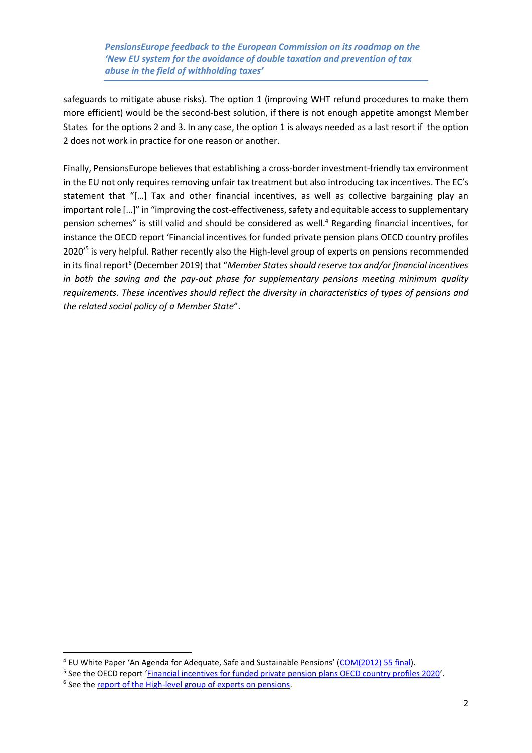safeguards to mitigate abuse risks). The option 1 (improving WHT refund procedures to make them more efficient) would be the second-best solution, if there is not enough appetite amongst Member States for the options 2 and 3. In any case, the option 1 is always needed as a last resort if the option 2 does not work in practice for one reason or another.

Finally, PensionsEurope believes that establishing a cross-border investment-friendly tax environment in the EU not only requires removing unfair tax treatment but also introducing tax incentives. The EC's statement that "[…] Tax and other financial incentives, as well as collective bargaining play an important role […]" in "improving the cost-effectiveness, safety and equitable access to supplementary pension schemes" is still valid and should be considered as well.[4] Regarding financial incentives, for instance the OECD report 'Financial incentives for funded private pension plans OECD country profiles 2020'[5] is very helpful. Rather recently also the High-level group of experts on pensions recommended in its final report[6] (December 2019) that "*Member States should reserve tax and/or financial incentives in both the saving and the pay-out phase for supplementary pensions meeting minimum quality requirements. These incentives should reflect the diversity in characteristics of types of pensions and the related social policy of a Member State*".

---

[4] EU White Paper 'An Agenda for Adequate, Safe and Sustainable Pensions' (COM(2012) 55 final).

[5] See the OECD report 'Financial incentives for funded private pension plans OECD country profiles 2020'.

[6] See the report of the High-level group of experts on pensions.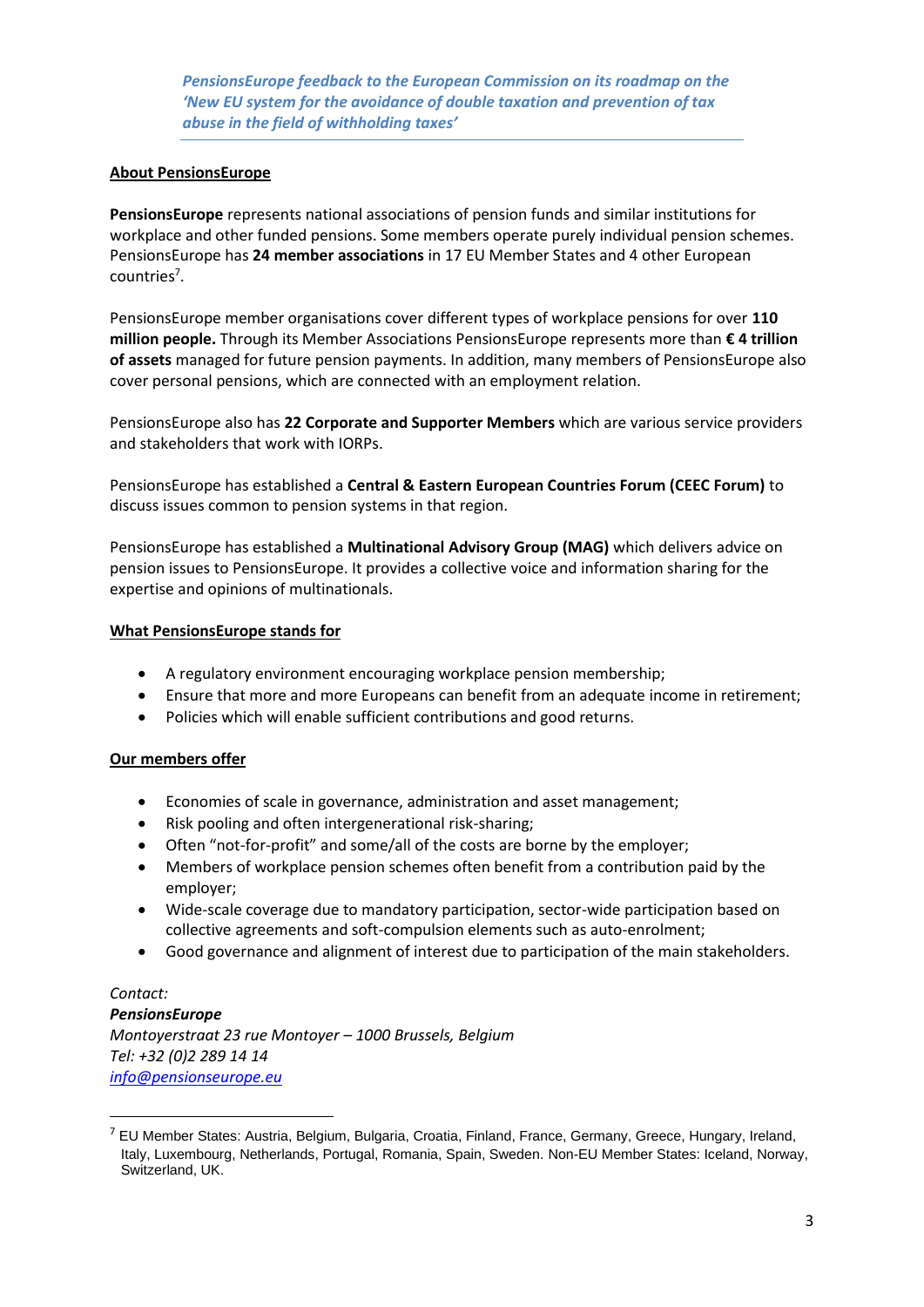*PensionsEurope feedback to the European Commission on its roadmap on the 'New EU system for the avoidance of double taxation and prevention of tax abuse in the field of withholding taxes'*

**About PensionsEurope**

**PensionsEurope** represents national associations of pension funds and similar institutions for workplace and other funded pensions. Some members operate purely individual pension schemes. PensionsEurope has **24 member associations** in 17 EU Member States and 4 other European countries[7].

PensionsEurope member organisations cover different types of workplace pensions for over **110 million people.** Through its Member Associations PensionsEurope represents more than **€ 4 trillion of assets** managed for future pension payments. In addition, many members of PensionsEurope also cover personal pensions, which are connected with an employment relation.

PensionsEurope also has **22 Corporate and Supporter Members** which are various service providers and stakeholders that work with IORPs.

PensionsEurope has established a **Central & Eastern European Countries Forum (CEEC Forum)** to discuss issues common to pension systems in that region.

PensionsEurope has established a **Multinational Advisory Group (MAG)** which delivers advice on pension issues to PensionsEurope. It provides a collective voice and information sharing for the expertise and opinions of multinationals.

**What PensionsEurope stands for**

- A regulatory environment encouraging workplace pension membership;
- Ensure that more and more Europeans can benefit from an adequate income in retirement;
- Policies which will enable sufficient contributions and good returns.

**Our members offer**

- Economies of scale in governance, administration and asset management;
- Risk pooling and often intergenerational risk-sharing;
- Often "not-for-profit" and some/all of the costs are borne by the employer;
- Members of workplace pension schemes often benefit from a contribution paid by the employer;
- Wide-scale coverage due to mandatory participation, sector-wide participation based on collective agreements and soft-compulsion elements such as auto-enrolment;
- Good governance and alignment of interest due to participation of the main stakeholders.

*Contact:*
***PensionsEurope***
*Montoyerstraat 23 rue Montoyer – 1000 Brussels, Belgium*
*Tel: +32 (0)2 289 14 14*
*info@pensionseurope.eu*

[7] EU Member States: Austria, Belgium, Bulgaria, Croatia, Finland, France, Germany, Greece, Hungary, Ireland, Italy, Luxembourg, Netherlands, Portugal, Romania, Spain, Sweden. Non-EU Member States: Iceland, Norway, Switzerland, UK.